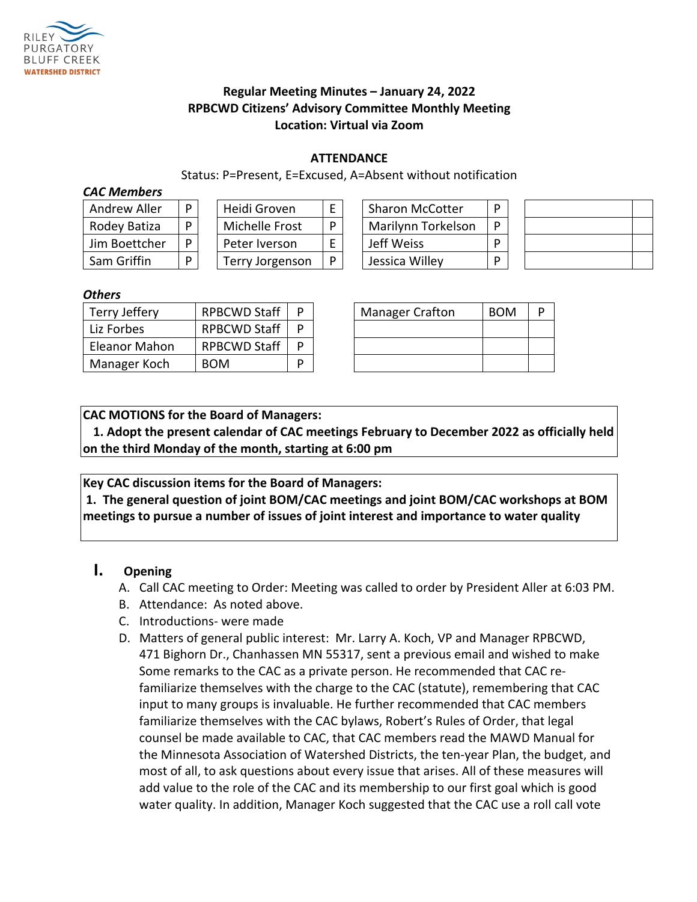RILEY PURGATORY BLUFF CREEK WATERSHED DISTRICT

**Regular Meeting Minutes – January 24, 2022**
**RPBCWD Citizens' Advisory Committee Monthly Meeting**
**Location: Virtual via Zoom**

**ATTENDANCE**

Status: P=Present, E=Excused, A=Absent without notification

***CAC Members***

| | | | | | | | |
|---|---|---|---|---|---|---|---|
| Andrew Aller | P | Heidi Groven | E | Sharon McCotter | P | | |
| Rodey Batiza | P | Michelle Frost | P | Marilynn Torkelson | P | | |
| Jim Boettcher | P | Peter Iverson | E | Jeff Weiss | P | | |
| Sam Griffin | P | Terry Jorgenson | P | Jessica Willey | P | | |

***Others***

| | | | | | |
|---|---|---|---|---|---|
| Terry Jeffery | RPBCWD Staff | P | Manager Crafton | BOM | P |
| Liz Forbes | RPBCWD Staff | P | | | |
| Eleanor Mahon | RPBCWD Staff | P | | | |
| Manager Koch | BOM | P | | | |

**CAC MOTIONS for the Board of Managers:**
**1. Adopt the present calendar of CAC meetings February to December 2022 as officially held on the third Monday of the month, starting at 6:00 pm**

**Key CAC discussion items for the Board of Managers:**
**1. The general question of joint BOM/CAC meetings and joint BOM/CAC workshops at BOM meetings to pursue a number of issues of joint interest and importance to water quality**

## I. Opening

A. Call CAC meeting to Order: Meeting was called to order by President Aller at 6:03 PM.
B. Attendance: As noted above.
C. Introductions- were made
D. Matters of general public interest: Mr. Larry A. Koch, VP and Manager RPBCWD, 471 Bighorn Dr., Chanhassen MN 55317, sent a previous email and wished to make Some remarks to the CAC as a private person. He recommended that CAC re-familiarize themselves with the charge to the CAC (statute), remembering that CAC input to many groups is invaluable. He further recommended that CAC members familiarize themselves with the CAC bylaws, Robert's Rules of Order, that legal counsel be made available to CAC, that CAC members read the MAWD Manual for the Minnesota Association of Watershed Districts, the ten-year Plan, the budget, and most of all, to ask questions about every issue that arises. All of these measures will add value to the role of the CAC and its membership to our first goal which is good water quality. In addition, Manager Koch suggested that the CAC use a roll call vote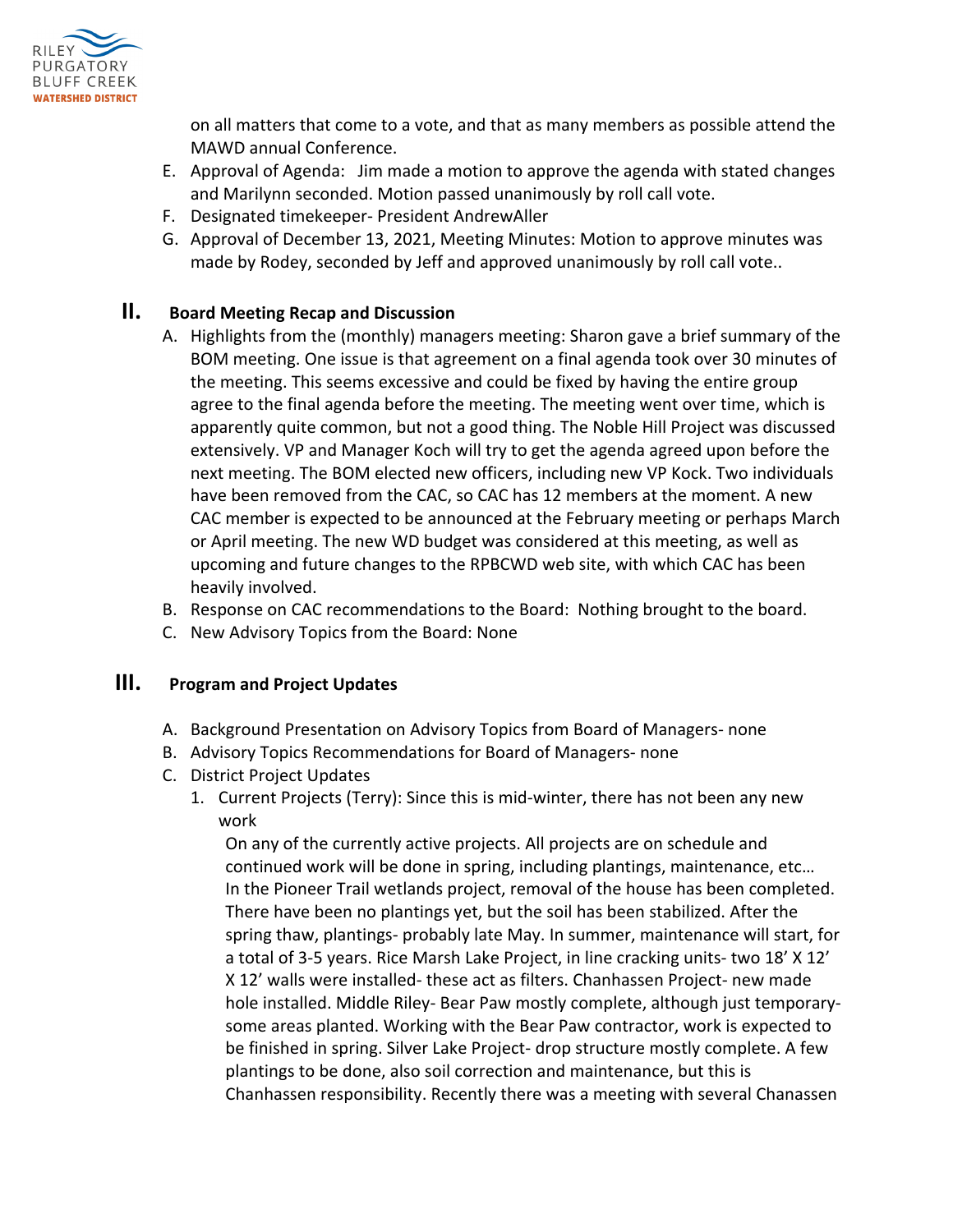on all matters that come to a vote, and that as many members as possible attend the MAWD annual Conference.

E. Approval of Agenda: Jim made a motion to approve the agenda with stated changes and Marilynn seconded. Motion passed unanimously by roll call vote.
F. Designated timekeeper- President AndrewAller
G. Approval of December 13, 2021, Meeting Minutes: Motion to approve minutes was made by Rodey, seconded by Jeff and approved unanimously by roll call vote..

## II. Board Meeting Recap and Discussion

A. Highlights from the (monthly) managers meeting: Sharon gave a brief summary of the BOM meeting. One issue is that agreement on a final agenda took over 30 minutes of the meeting. This seems excessive and could be fixed by having the entire group agree to the final agenda before the meeting. The meeting went over time, which is apparently quite common, but not a good thing. The Noble Hill Project was discussed extensively. VP and Manager Koch will try to get the agenda agreed upon before the next meeting. The BOM elected new officers, including new VP Kock. Two individuals have been removed from the CAC, so CAC has 12 members at the moment. A new CAC member is expected to be announced at the February meeting or perhaps March or April meeting. The new WD budget was considered at this meeting, as well as upcoming and future changes to the RPBCWD web site, with which CAC has been heavily involved.
B. Response on CAC recommendations to the Board: Nothing brought to the board.
C. New Advisory Topics from the Board: None

## III. Program and Project Updates

A. Background Presentation on Advisory Topics from Board of Managers- none
B. Advisory Topics Recommendations for Board of Managers- none
C. District Project Updates
   1. Current Projects (Terry): Since this is mid-winter, there has not been any new work

      On any of the currently active projects. All projects are on schedule and continued work will be done in spring, including plantings, maintenance, etc… In the Pioneer Trail wetlands project, removal of the house has been completed. There have been no plantings yet, but the soil has been stabilized. After the spring thaw, plantings- probably late May. In summer, maintenance will start, for a total of 3-5 years. Rice Marsh Lake Project, in line cracking units- two 18' X 12' X 12' walls were installed- these act as filters. Chanhassen Project- new made hole installed. Middle Riley- Bear Paw mostly complete, although just temporary- some areas planted. Working with the Bear Paw contractor, work is expected to be finished in spring. Silver Lake Project- drop structure mostly complete. A few plantings to be done, also soil correction and maintenance, but this is Chanhassen responsibility. Recently there was a meeting with several Chanassen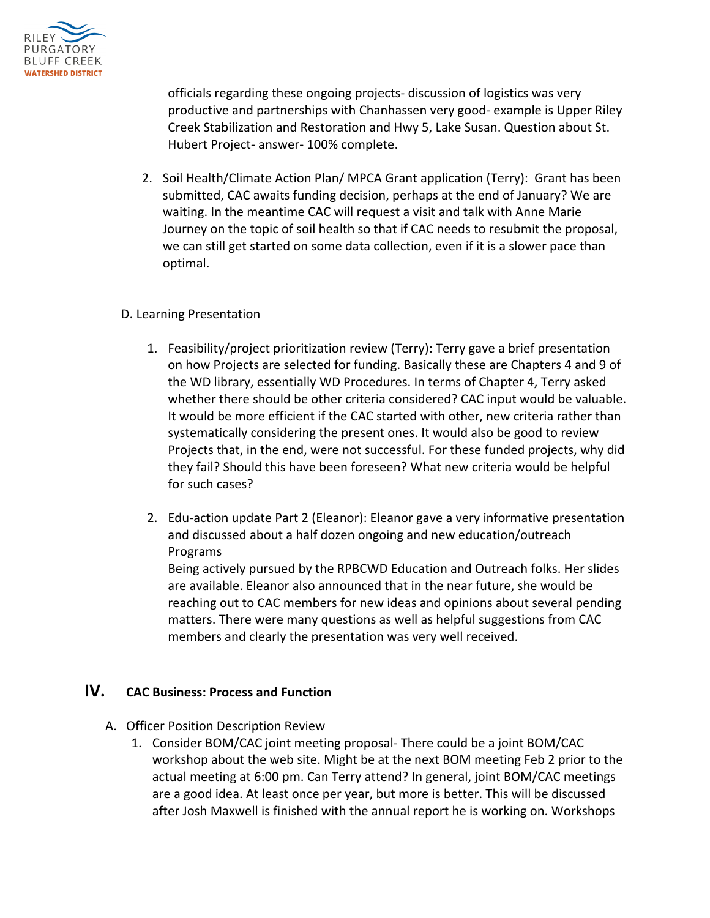officials regarding these ongoing projects- discussion of logistics was very productive and partnerships with Chanhassen very good- example is Upper Riley Creek Stabilization and Restoration and Hwy 5, Lake Susan. Question about St. Hubert Project- answer- 100% complete.

2. Soil Health/Climate Action Plan/ MPCA Grant application (Terry): Grant has been submitted, CAC awaits funding decision, perhaps at the end of January? We are waiting. In the meantime CAC will request a visit and talk with Anne Marie Journey on the topic of soil health so that if CAC needs to resubmit the proposal, we can still get started on some data collection, even if it is a slower pace than optimal.

D. Learning Presentation

1. Feasibility/project prioritization review (Terry): Terry gave a brief presentation on how Projects are selected for funding. Basically these are Chapters 4 and 9 of the WD library, essentially WD Procedures. In terms of Chapter 4, Terry asked whether there should be other criteria considered? CAC input would be valuable. It would be more efficient if the CAC started with other, new criteria rather than systematically considering the present ones. It would also be good to review Projects that, in the end, were not successful. For these funded projects, why did they fail? Should this have been foreseen? What new criteria would be helpful for such cases?

2. Edu-action update Part 2 (Eleanor): Eleanor gave a very informative presentation and discussed about a half dozen ongoing and new education/outreach Programs
Being actively pursued by the RPBCWD Education and Outreach folks. Her slides are available. Eleanor also announced that in the near future, she would be reaching out to CAC members for new ideas and opinions about several pending matters. There were many questions as well as helpful suggestions from CAC members and clearly the presentation was very well received.

## IV. CAC Business: Process and Function

A. Officer Position Description Review

1. Consider BOM/CAC joint meeting proposal- There could be a joint BOM/CAC workshop about the web site. Might be at the next BOM meeting Feb 2 prior to the actual meeting at 6:00 pm. Can Terry attend? In general, joint BOM/CAC meetings are a good idea. At least once per year, but more is better. This will be discussed after Josh Maxwell is finished with the annual report he is working on. Workshops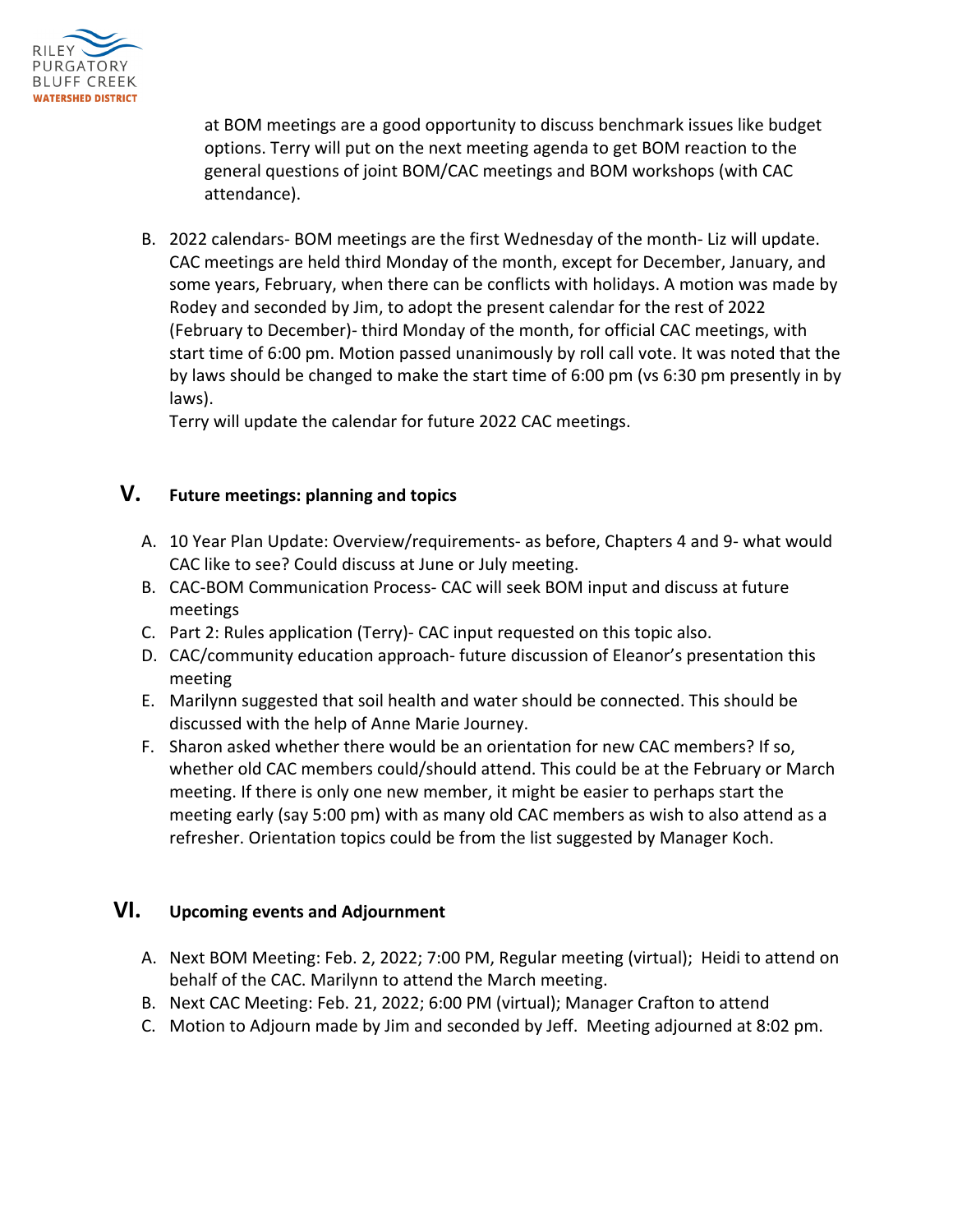at BOM meetings are a good opportunity to discuss benchmark issues like budget options. Terry will put on the next meeting agenda to get BOM reaction to the general questions of joint BOM/CAC meetings and BOM workshops (with CAC attendance).

B. 2022 calendars- BOM meetings are the first Wednesday of the month- Liz will update. CAC meetings are held third Monday of the month, except for December, January, and some years, February, when there can be conflicts with holidays. A motion was made by Rodey and seconded by Jim, to adopt the present calendar for the rest of 2022 (February to December)- third Monday of the month, for official CAC meetings, with start time of 6:00 pm. Motion passed unanimously by roll call vote. It was noted that the by laws should be changed to make the start time of 6:00 pm (vs 6:30 pm presently in by laws).
   Terry will update the calendar for future 2022 CAC meetings.

## V. Future meetings: planning and topics

A. 10 Year Plan Update: Overview/requirements- as before, Chapters 4 and 9- what would CAC like to see? Could discuss at June or July meeting.
B. CAC-BOM Communication Process- CAC will seek BOM input and discuss at future meetings
C. Part 2: Rules application (Terry)- CAC input requested on this topic also.
D. CAC/community education approach- future discussion of Eleanor's presentation this meeting
E. Marilynn suggested that soil health and water should be connected. This should be discussed with the help of Anne Marie Journey.
F. Sharon asked whether there would be an orientation for new CAC members? If so, whether old CAC members could/should attend. This could be at the February or March meeting. If there is only one new member, it might be easier to perhaps start the meeting early (say 5:00 pm) with as many old CAC members as wish to also attend as a refresher. Orientation topics could be from the list suggested by Manager Koch.

## VI. Upcoming events and Adjournment

A. Next BOM Meeting: Feb. 2, 2022; 7:00 PM, Regular meeting (virtual); Heidi to attend on behalf of the CAC. Marilynn to attend the March meeting.
B. Next CAC Meeting: Feb. 21, 2022; 6:00 PM (virtual); Manager Crafton to attend
C. Motion to Adjourn made by Jim and seconded by Jeff. Meeting adjourned at 8:02 pm.